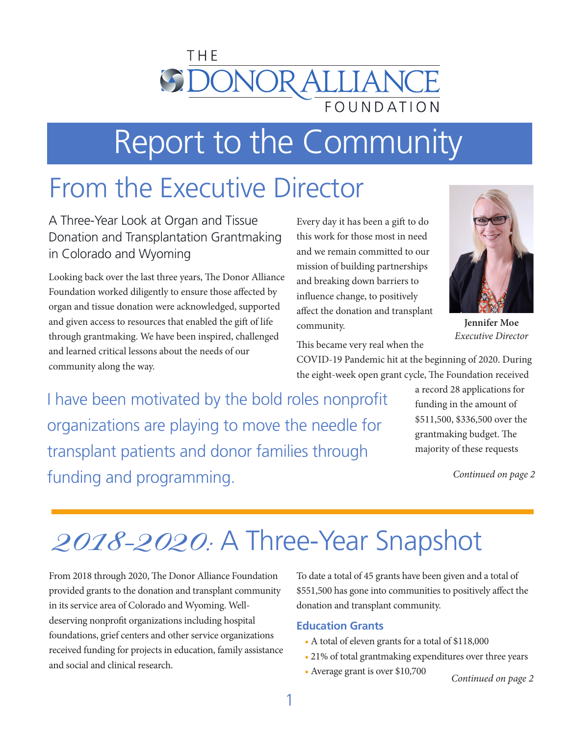THE DONOR ALLIANCE FOUNDATION

# Report to the Community

## From the Executive Director

### A Three-Year Look at Organ and Tissue Donation and Transplantation Grantmaking in Colorado and Wyoming

Looking back over the last three years, The Donor Alliance Foundation worked diligently to ensure those affected by organ and tissue donation were acknowledged, supported and given access to resources that enabled the gift of life through grantmaking. We have been inspired, challenged and learned critical lessons about the needs of our community along the way.

Every day it has been a gift to do this work for those most in need and we remain committed to our mission of building partnerships and breaking down barriers to influence change, to positively affect the donation and transplant community.

**Jennifer Moe**
*Executive Director*

This became very real when the COVID-19 Pandemic hit at the beginning of 2020. During the eight-week open grant cycle, The Foundation received a record 28 applications for funding in the amount of $511,500, $336,500 over the grantmaking budget. The majority of these requests

> I have been motivated by the bold roles nonprofit organizations are playing to move the needle for transplant patients and donor families through funding and programming.

*Continued on page 2*

## *2018-2020:* A Three-Year Snapshot

From 2018 through 2020, The Donor Alliance Foundation provided grants to the donation and transplant community in its service area of Colorado and Wyoming. Well-deserving nonprofit organizations including hospital foundations, grief centers and other service organizations received funding for projects in education, family assistance and social and clinical research.

To date a total of 45 grants have been given and a total of $551,500 has gone into communities to positively affect the donation and transplant community.

### Education Grants

- A total of eleven grants for a total of $118,000
- 21% of total grantmaking expenditures over three years
- Average grant is over $10,700

*Continued on page 2*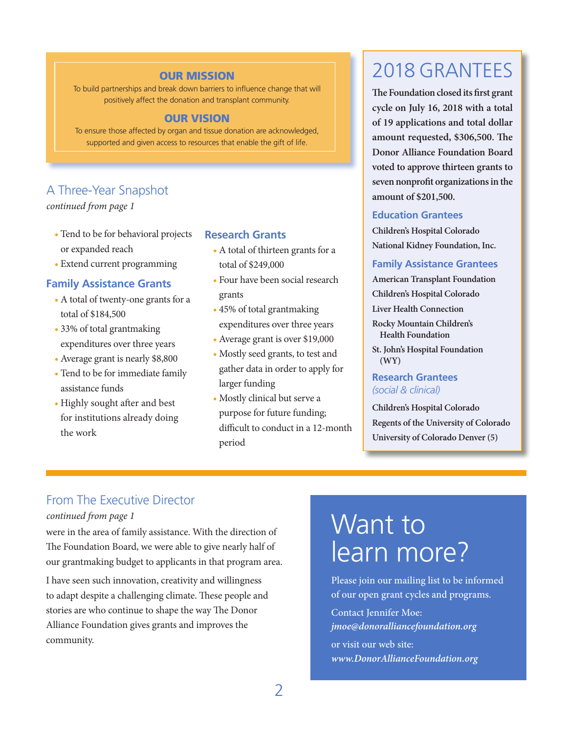## OUR MISSION

To build partnerships and break down barriers to influence change that will positively affect the donation and transplant community.

## OUR VISION

To ensure those affected by organ and tissue donation are acknowledged, supported and given access to resources that enable the gift of life.

## A Three-Year Snapshot

*continued from page 1*

- Tend to be for behavioral projects or expanded reach
- Extend current programming

### Family Assistance Grants

- A total of twenty-one grants for a total of $184,500
- 33% of total grantmaking expenditures over three years
- Average grant is nearly $8,800
- Tend to be for immediate family assistance funds
- Highly sought after and best for institutions already doing the work

### Research Grants

- A total of thirteen grants for a total of $249,000
- Four have been social research grants
- 45% of total grantmaking expenditures over three years
- Average grant is over $19,000
- Mostly seed grants, to test and gather data in order to apply for larger funding
- Mostly clinical but serve a purpose for future funding; difficult to conduct in a 12-month period

## 2018 GRANTEES

**The Foundation closed its first grant cycle on July 16, 2018 with a total of 19 applications and total dollar amount requested, $306,500. The Donor Alliance Foundation Board voted to approve thirteen grants to seven nonprofit organizations in the amount of $201,500.**

### Education Grantees

Children's Hospital Colorado
National Kidney Foundation, Inc.

### Family Assistance Grantees

American Transplant Foundation
Children's Hospital Colorado
Liver Health Connection
Rocky Mountain Children's Health Foundation
St. John's Hospital Foundation (WY)

### Research Grantees

*(social & clinical)*

Children's Hospital Colorado
Regents of the University of Colorado
University of Colorado Denver (5)

## From The Executive Director

*continued from page 1*

were in the area of family assistance. With the direction of The Foundation Board, we were able to give nearly half of our grantmaking budget to applicants in that program area.

I have seen such innovation, creativity and willingness to adapt despite a challenging climate. These people and stories are who continue to shape the way The Donor Alliance Foundation gives grants and improves the community.

## Want to learn more?

Please join our mailing list to be informed of our open grant cycles and programs.

Contact Jennifer Moe:
*jmoe@donoralliancefoundation.org*

or visit our web site:
*www.DonorAllianceFoundation.org*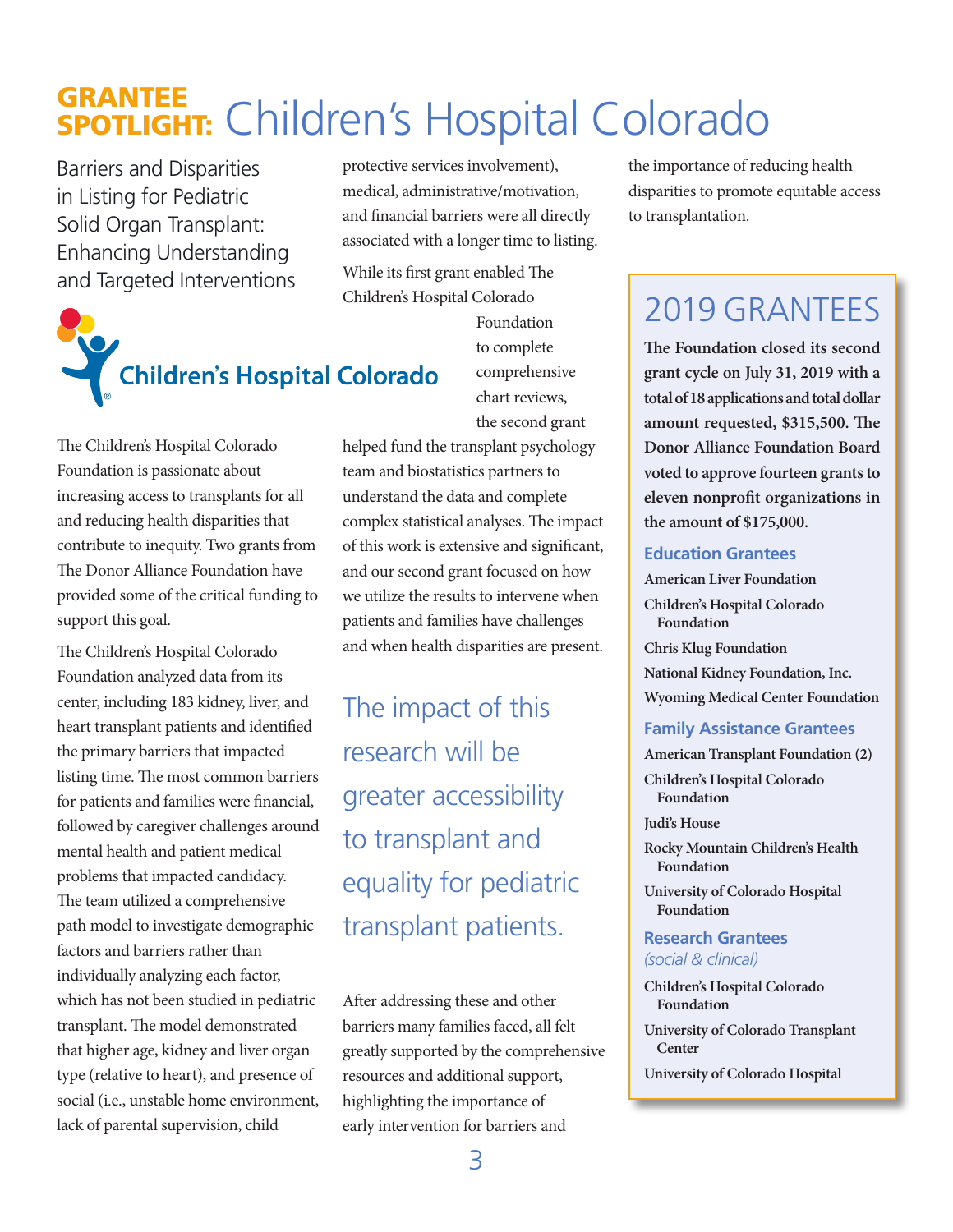# GRANTEE SPOTLIGHT: Children's Hospital Colorado

## Barriers and Disparities in Listing for Pediatric Solid Organ Transplant: Enhancing Understanding and Targeted Interventions

Children's Hospital Colorado

The Children's Hospital Colorado Foundation is passionate about increasing access to transplants for all and reducing health disparities that contribute to inequity. Two grants from The Donor Alliance Foundation have provided some of the critical funding to support this goal.

The Children's Hospital Colorado Foundation analyzed data from its center, including 183 kidney, liver, and heart transplant patients and identified the primary barriers that impacted listing time. The most common barriers for patients and families were financial, followed by caregiver challenges around mental health and patient medical problems that impacted candidacy. The team utilized a comprehensive path model to investigate demographic factors and barriers rather than individually analyzing each factor, which has not been studied in pediatric transplant. The model demonstrated that higher age, kidney and liver organ type (relative to heart), and presence of social (i.e., unstable home environment, lack of parental supervision, child protective services involvement), medical, administrative/motivation, and financial barriers were all directly associated with a longer time to listing.

While its first grant enabled The Children's Hospital Colorado Foundation to complete comprehensive chart reviews, the second grant helped fund the transplant psychology team and biostatistics partners to understand the data and complete complex statistical analyses. The impact of this work is extensive and significant, and our second grant focused on how we utilize the results to intervene when patients and families have challenges and when health disparities are present.

> The impact of this research will be greater accessibility to transplant and equality for pediatric transplant patients.

After addressing these and other barriers many families faced, all felt greatly supported by the comprehensive resources and additional support, highlighting the importance of early intervention for barriers and the importance of reducing health disparities to promote equitable access to transplantation.

## 2019 GRANTEES

**The Foundation closed its second grant cycle on July 31, 2019 with a total of 18 applications and total dollar amount requested, $315,500. The Donor Alliance Foundation Board voted to approve fourteen grants to eleven nonprofit organizations in the amount of $175,000.**

### Education Grantees

- American Liver Foundation
- Children's Hospital Colorado Foundation
- Chris Klug Foundation
- National Kidney Foundation, Inc.
- Wyoming Medical Center Foundation

### Family Assistance Grantees

- American Transplant Foundation (2)
- Children's Hospital Colorado Foundation
- Judi's House
- Rocky Mountain Children's Health Foundation
- University of Colorado Hospital Foundation

### Research Grantees

*(social & clinical)*

- Children's Hospital Colorado Foundation
- University of Colorado Transplant Center
- University of Colorado Hospital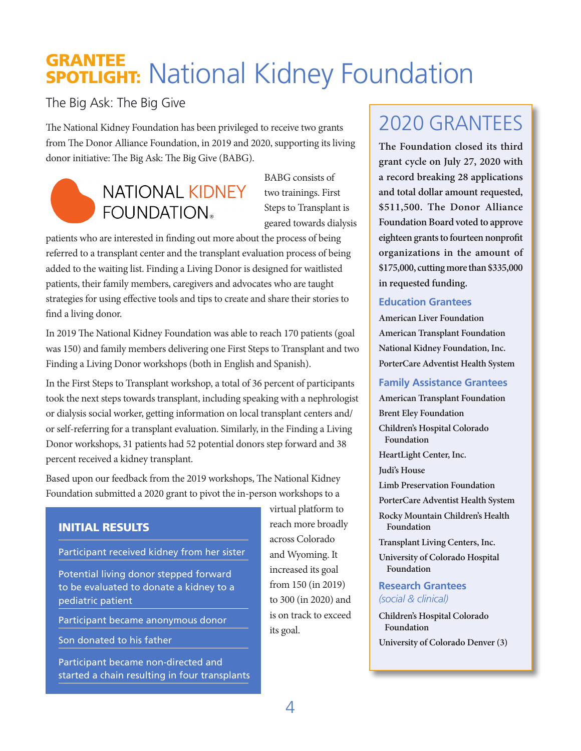# GRANTEE SPOTLIGHT: National Kidney Foundation

## The Big Ask: The Big Give

The National Kidney Foundation has been privileged to receive two grants from The Donor Alliance Foundation, in 2019 and 2020, supporting its living donor initiative: The Big Ask: The Big Give (BABG).

NATIONAL KIDNEY FOUNDATION®

BABG consists of two trainings. First Steps to Transplant is geared towards dialysis patients who are interested in finding out more about the process of being referred to a transplant center and the transplant evaluation process of being added to the waiting list. Finding a Living Donor is designed for waitlisted patients, their family members, caregivers and advocates who are taught strategies for using effective tools and tips to create and share their stories to find a living donor.

In 2019 The National Kidney Foundation was able to reach 170 patients (goal was 150) and family members delivering one First Steps to Transplant and two Finding a Living Donor workshops (both in English and Spanish).

In the First Steps to Transplant workshop, a total of 36 percent of participants took the next steps towards transplant, including speaking with a nephrologist or dialysis social worker, getting information on local transplant centers and/or self-referring for a transplant evaluation. Similarly, in the Finding a Living Donor workshops, 31 patients had 52 potential donors step forward and 38 percent received a kidney transplant.

Based upon our feedback from the 2019 workshops, The National Kidney Foundation submitted a 2020 grant to pivot the in-person workshops to a virtual platform to reach more broadly across Colorado and Wyoming. It increased its goal from 150 (in 2019) to 300 (in 2020) and is on track to exceed its goal.

### INITIAL RESULTS

- Participant received kidney from her sister
- Potential living donor stepped forward to be evaluated to donate a kidney to a pediatric patient
- Participant became anonymous donor
- Son donated to his father
- Participant became non-directed and started a chain resulting in four transplants

## 2020 GRANTEES

**The Foundation closed its third grant cycle on July 27, 2020 with a record breaking 28 applications and total dollar amount requested, $511,500. The Donor Alliance Foundation Board voted to approve eighteen grants to fourteen nonprofit organizations in the amount of $175,000, cutting more than $335,000 in requested funding.**

### Education Grantees

- American Liver Foundation
- American Transplant Foundation
- National Kidney Foundation, Inc.
- PorterCare Adventist Health System

### Family Assistance Grantees

- American Transplant Foundation
- Brent Eley Foundation
- Children's Hospital Colorado Foundation
- HeartLight Center, Inc.
- Judi's House
- Limb Preservation Foundation
- PorterCare Adventist Health System
- Rocky Mountain Children's Health Foundation
- Transplant Living Centers, Inc.
- University of Colorado Hospital Foundation

### Research Grantees
*(social & clinical)*

- Children's Hospital Colorado Foundation
- University of Colorado Denver (3)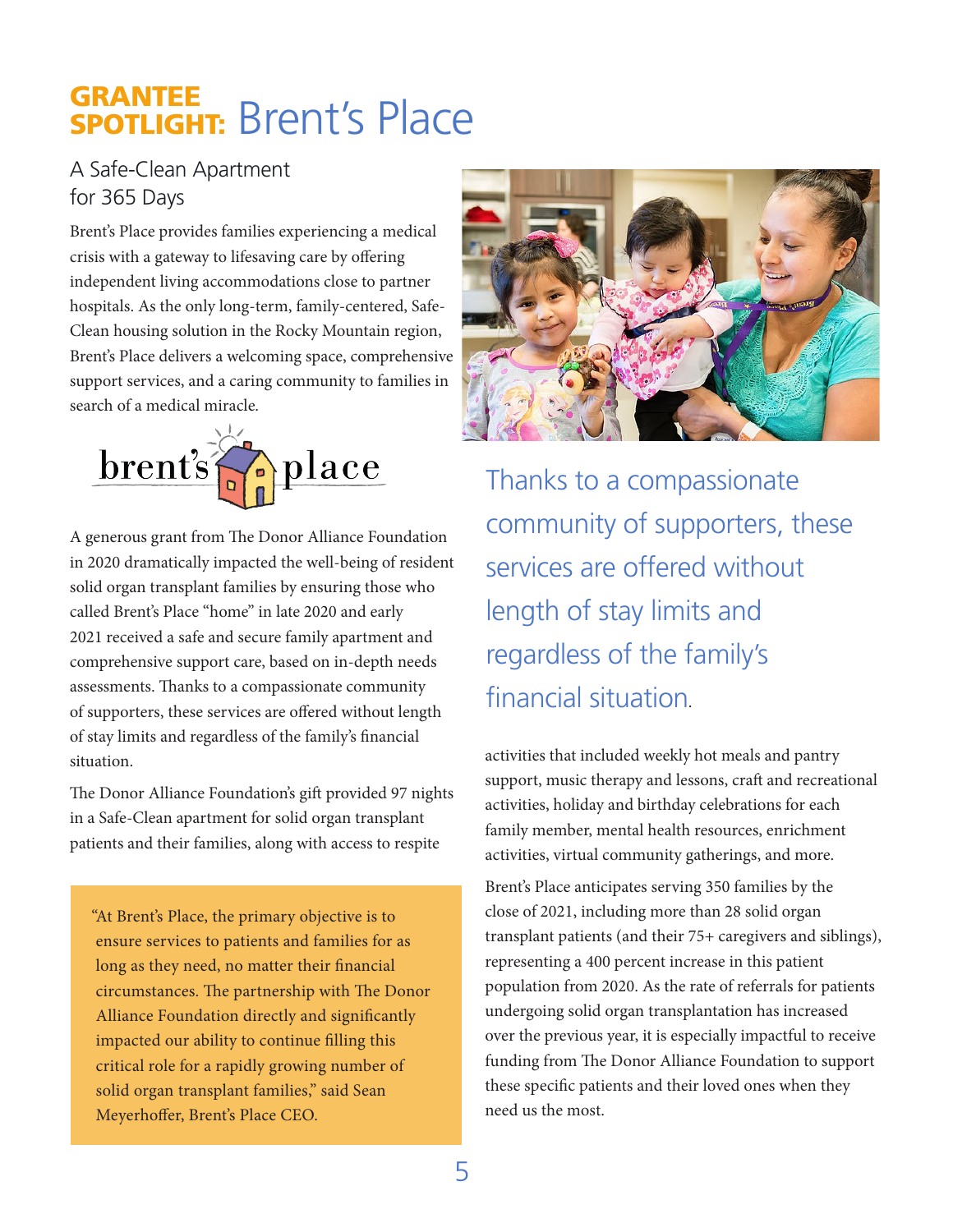# GRANTEE SPOTLIGHT: Brent's Place

## A Safe-Clean Apartment for 365 Days

Brent's Place provides families experiencing a medical crisis with a gateway to lifesaving care by offering independent living accommodations close to partner hospitals. As the only long-term, family-centered, Safe-Clean housing solution in the Rocky Mountain region, Brent's Place delivers a welcoming space, comprehensive support services, and a caring community to families in search of a medical miracle.

A generous grant from The Donor Alliance Foundation in 2020 dramatically impacted the well-being of resident solid organ transplant families by ensuring those who called Brent's Place "home" in late 2020 and early 2021 received a safe and secure family apartment and comprehensive support care, based on in-depth needs assessments. Thanks to a compassionate community of supporters, these services are offered without length of stay limits and regardless of the family's financial situation.

The Donor Alliance Foundation's gift provided 97 nights in a Safe-Clean apartment for solid organ transplant patients and their families, along with access to respite activities that included weekly hot meals and pantry support, music therapy and lessons, craft and recreational activities, holiday and birthday celebrations for each family member, mental health resources, enrichment activities, virtual community gatherings, and more.

> "At Brent's Place, the primary objective is to ensure services to patients and families for as long as they need, no matter their financial circumstances. The partnership with The Donor Alliance Foundation directly and significantly impacted our ability to continue filling this critical role for a rapidly growing number of solid organ transplant families," said Sean Meyerhoffer, Brent's Place CEO.

> Thanks to a compassionate community of supporters, these services are offered without length of stay limits and regardless of the family's financial situation.

Brent's Place anticipates serving 350 families by the close of 2021, including more than 28 solid organ transplant patients (and their 75+ caregivers and siblings), representing a 400 percent increase in this patient population from 2020. As the rate of referrals for patients undergoing solid organ transplantation has increased over the previous year, it is especially impactful to receive funding from The Donor Alliance Foundation to support these specific patients and their loved ones when they need us the most.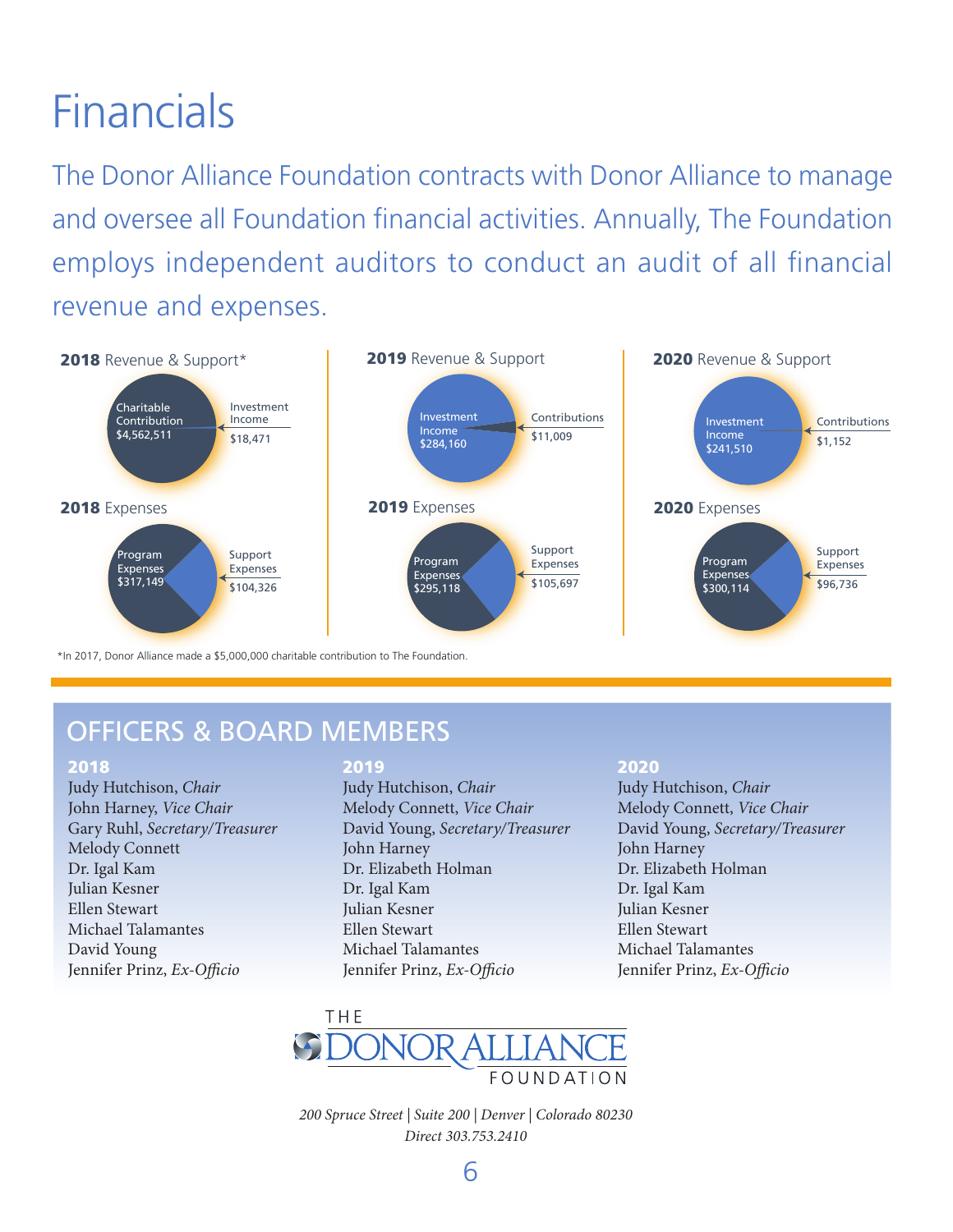# Financials

The Donor Alliance Foundation contracts with Donor Alliance to manage and oversee all Foundation financial activities. Annually, The Foundation employs independent auditors to conduct an audit of all financial revenue and expenses.

**2018** Revenue & Support*

Charitable Contribution $4,562,511

Investment Income $18,471

**2018** Expenses

Program Expenses $317,149

Support Expenses $104,326

**2019** Revenue & Support

Investment Income $284,160

Contributions $11,009

**2019** Expenses

Program Expenses $295,118

Support Expenses $105,697

**2020** Revenue & Support

Investment Income $241,510

Contributions $1,152

**2020** Expenses

Program Expenses $300,114

Support Expenses $96,736

*In 2017, Donor Alliance made a $5,000,000 charitable contribution to The Foundation.

## OFFICERS & BOARD MEMBERS

**2018**

Judy Hutchison, *Chair*
John Harney, *Vice Chair*
Gary Ruhl, *Secretary/Treasurer*
Melody Connett
Dr. Igal Kam
Julian Kesner
Ellen Stewart
Michael Talamantes
David Young
Jennifer Prinz, *Ex-Officio*

**2019**

Judy Hutchison, *Chair*
Melody Connett, *Vice Chair*
David Young, *Secretary/Treasurer*
John Harney
Dr. Elizabeth Holman
Dr. Igal Kam
Julian Kesner
Ellen Stewart
Michael Talamantes
Jennifer Prinz, *Ex-Officio*

**2020**

Judy Hutchison, *Chair*
Melody Connett, *Vice Chair*
David Young, *Secretary/Treasurer*
John Harney
Dr. Elizabeth Holman
Dr. Igal Kam
Julian Kesner
Ellen Stewart
Michael Talamantes
Jennifer Prinz, *Ex-Officio*

THE DONOR ALLIANCE FOUNDATION

*200 Spruce Street | Suite 200 | Denver | Colorado 80230*
*Direct 303.753.2410*